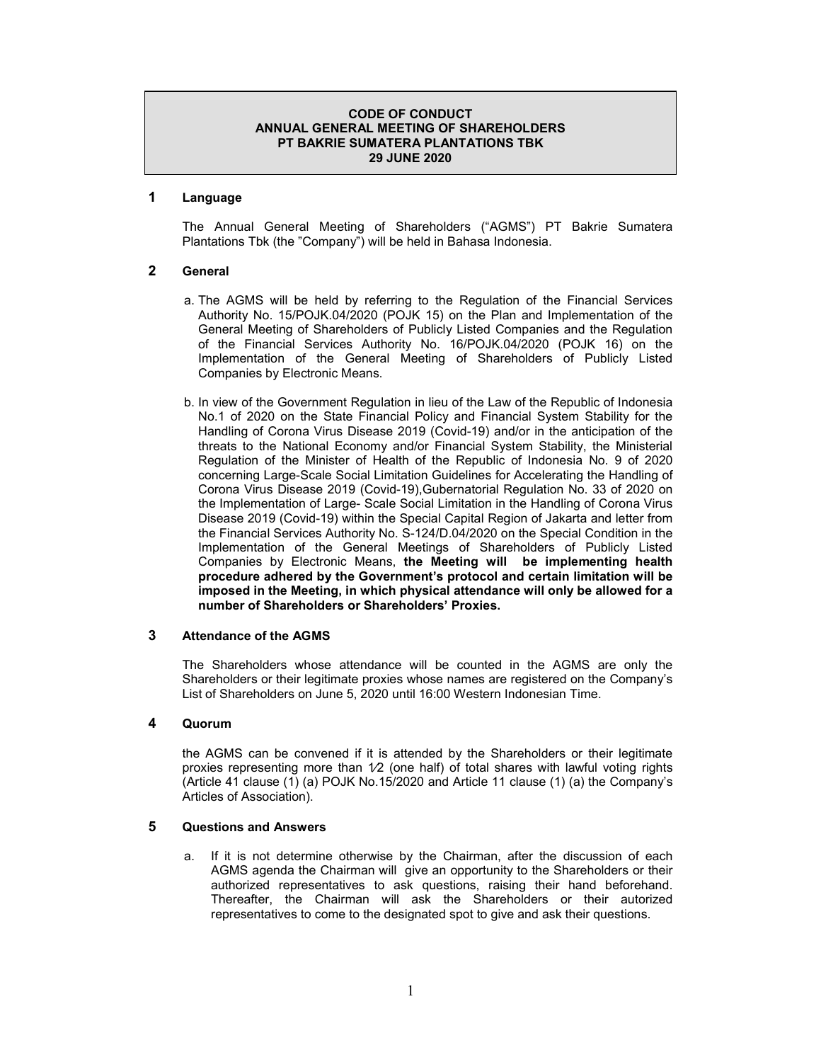# CODE OF CONDUCT
# ANNUAL GENERAL MEETING OF SHAREHOLDERS
# PT BAKRIE SUMATERA PLANTATIONS TBK
# 29 JUNE 2020

## 1 Language

The Annual General Meeting of Shareholders ("AGMS") PT Bakrie Sumatera Plantations Tbk (the "Company") will be held in Bahasa Indonesia.

## 2 General

a. The AGMS will be held by referring to the Regulation of the Financial Services Authority No. 15/POJK.04/2020 (POJK 15) on the Plan and Implementation of the General Meeting of Shareholders of Publicly Listed Companies and the Regulation of the Financial Services Authority No. 16/POJK.04/2020 (POJK 16) on the Implementation of the General Meeting of Shareholders of Publicly Listed Companies by Electronic Means.

b. In view of the Government Regulation in lieu of the Law of the Republic of Indonesia No.1 of 2020 on the State Financial Policy and Financial System Stability for the Handling of Corona Virus Disease 2019 (Covid-19) and/or in the anticipation of the threats to the National Economy and/or Financial System Stability, the Ministerial Regulation of the Minister of Health of the Republic of Indonesia No. 9 of 2020 concerning Large-Scale Social Limitation Guidelines for Accelerating the Handling of Corona Virus Disease 2019 (Covid-19),Gubernatorial Regulation No. 33 of 2020 on the Implementation of Large- Scale Social Limitation in the Handling of Corona Virus Disease 2019 (Covid-19) within the Special Capital Region of Jakarta and letter from the Financial Services Authority No. S-124/D.04/2020 on the Special Condition in the Implementation of the General Meetings of Shareholders of Publicly Listed Companies by Electronic Means, **the Meeting will be implementing health procedure adhered by the Government's protocol and certain limitation will be imposed in the Meeting, in which physical attendance will only be allowed for a number of Shareholders or Shareholders' Proxies.**

## 3 Attendance of the AGMS

The Shareholders whose attendance will be counted in the AGMS are only the Shareholders or their legitimate proxies whose names are registered on the Company's List of Shareholders on June 5, 2020 until 16:00 Western Indonesian Time.

## 4 Quorum

the AGMS can be convened if it is attended by the Shareholders or their legitimate proxies representing more than 1⁄2 (one half) of total shares with lawful voting rights (Article 41 clause (1) (a) POJK No.15/2020 and Article 11 clause (1) (a) the Company's Articles of Association).

## 5 Questions and Answers

a. If it is not determine otherwise by the Chairman, after the discussion of each AGMS agenda the Chairman will give an opportunity to the Shareholders or their authorized representatives to ask questions, raising their hand beforehand. Thereafter, the Chairman will ask the Shareholders or their autorized representatives to come to the designated spot to give and ask their questions.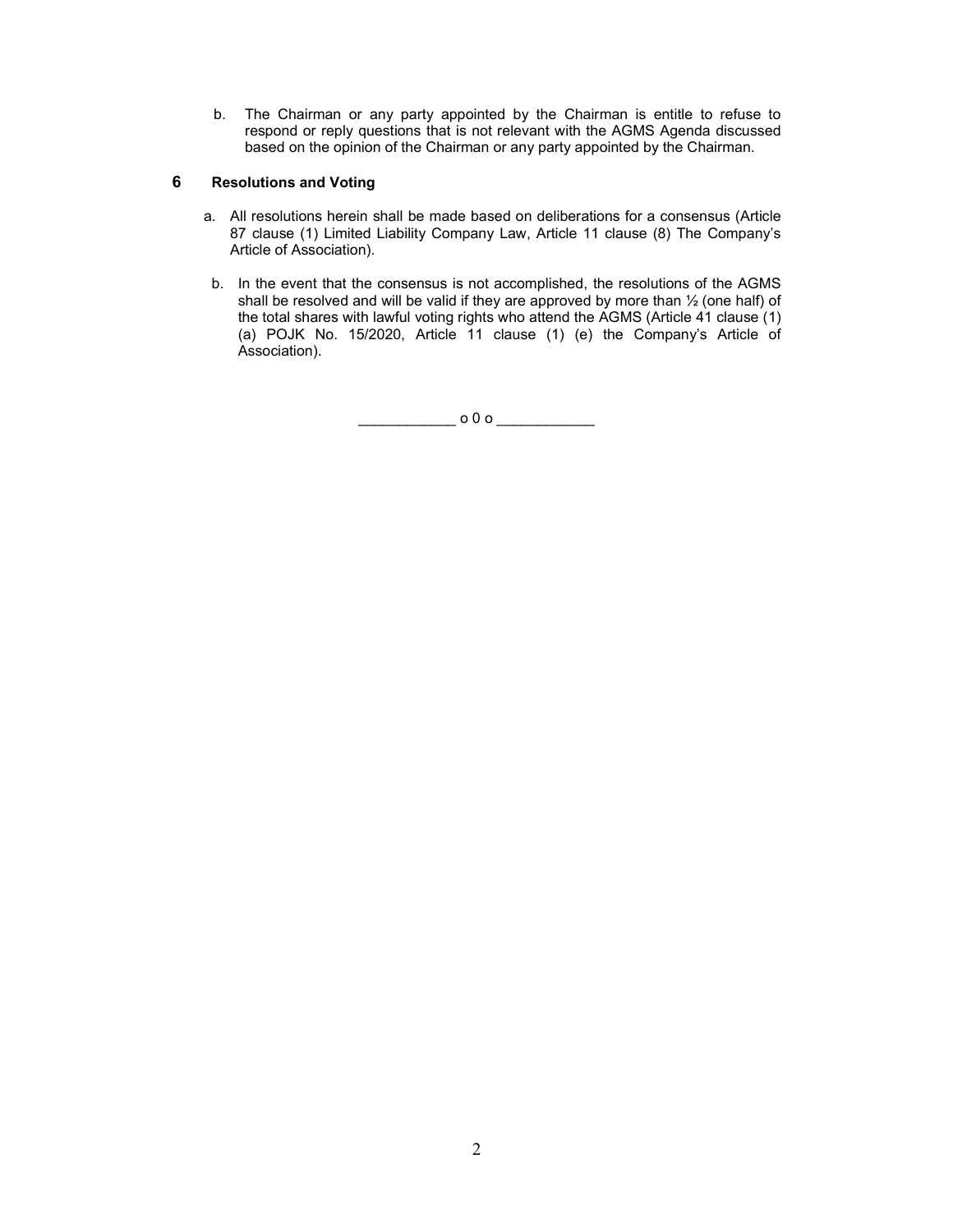b. The Chairman or any party appointed by the Chairman is entitle to refuse to respond or reply questions that is not relevant with the AGMS Agenda discussed based on the opinion of the Chairman or any party appointed by the Chairman.

## 6 Resolutions and Voting

a. All resolutions herein shall be made based on deliberations for a consensus (Article 87 clause (1) Limited Liability Company Law, Article 11 clause (8) The Company's Article of Association).

b. In the event that the consensus is not accomplished, the resolutions of the AGMS shall be resolved and will be valid if they are approved by more than ½ (one half) of the total shares with lawful voting rights who attend the AGMS (Article 41 clause (1) (a) POJK No. 15/2020, Article 11 clause (1) (e) the Company's Article of Association).

____________ o 0 o ____________